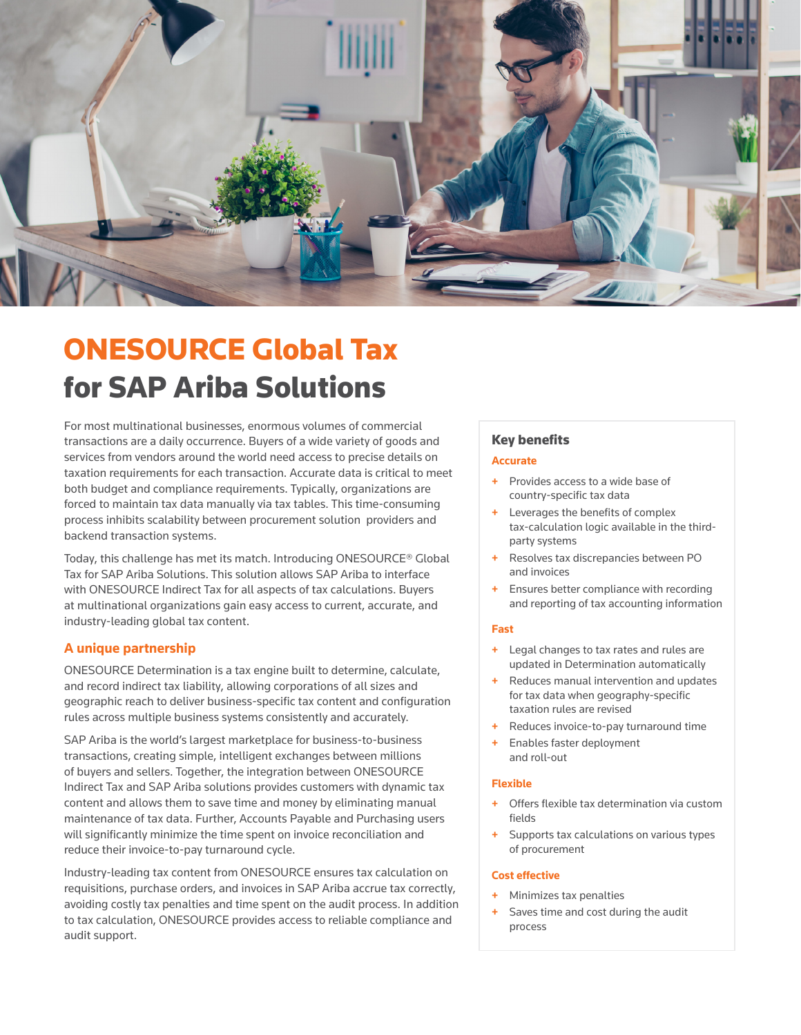# ONESOURCE Global Tax for SAP Ariba Solutions

For most multinational businesses, enormous volumes of commercial transactions are a daily occurrence. Buyers of a wide variety of goods and services from vendors around the world need access to precise details on taxation requirements for each transaction. Accurate data is critical to meet both budget and compliance requirements. Typically, organizations are forced to maintain tax data manually via tax tables. This time-consuming process inhibits scalability between procurement solution providers and backend transaction systems.

Today, this challenge has met its match. Introducing ONESOURCE® Global Tax for SAP Ariba Solutions. This solution allows SAP Ariba to interface with ONESOURCE Indirect Tax for all aspects of tax calculations. Buyers at multinational organizations gain easy access to current, accurate, and industry-leading global tax content.

## A unique partnership

ONESOURCE Determination is a tax engine built to determine, calculate, and record indirect tax liability, allowing corporations of all sizes and geographic reach to deliver business-specific tax content and configuration rules across multiple business systems consistently and accurately.

SAP Ariba is the world's largest marketplace for business-to-business transactions, creating simple, intelligent exchanges between millions of buyers and sellers. Together, the integration between ONESOURCE Indirect Tax and SAP Ariba solutions provides customers with dynamic tax content and allows them to save time and money by eliminating manual maintenance of tax data. Further, Accounts Payable and Purchasing users will significantly minimize the time spent on invoice reconciliation and reduce their invoice-to-pay turnaround cycle.

Industry-leading tax content from ONESOURCE ensures tax calculation on requisitions, purchase orders, and invoices in SAP Ariba accrue tax correctly, avoiding costly tax penalties and time spent on the audit process. In addition to tax calculation, ONESOURCE provides access to reliable compliance and audit support.

## Key benefits

### Accurate

- Provides access to a wide base of country-specific tax data
- Leverages the benefits of complex tax-calculation logic available in the third-party systems
- Resolves tax discrepancies between PO and invoices
- Ensures better compliance with recording and reporting of tax accounting information

### Fast

- Legal changes to tax rates and rules are updated in Determination automatically
- Reduces manual intervention and updates for tax data when geography-specific taxation rules are revised
- Reduces invoice-to-pay turnaround time
- Enables faster deployment and roll-out

### Flexible

- Offers flexible tax determination via custom fields
- Supports tax calculations on various types of procurement

### Cost effective

- Minimizes tax penalties
- Saves time and cost during the audit process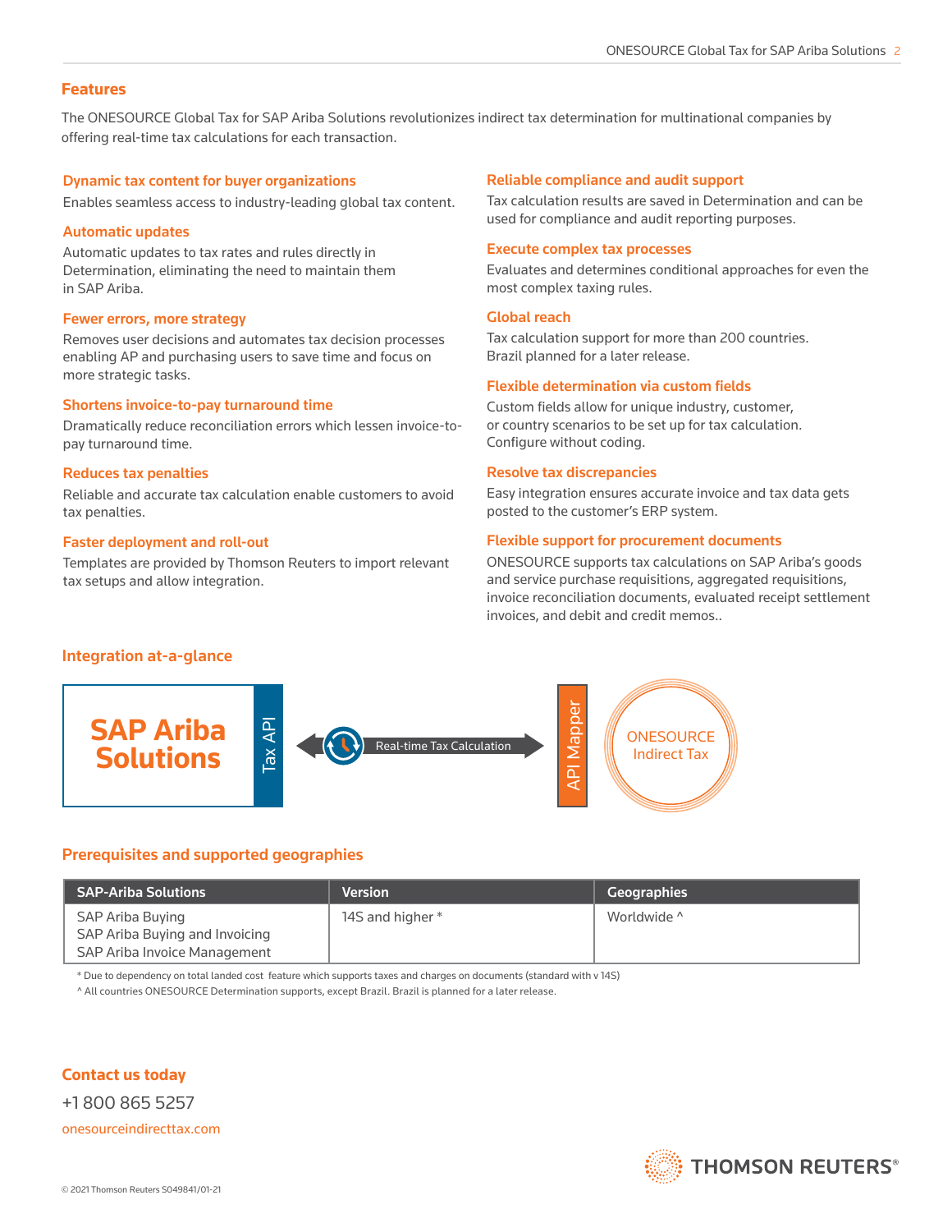## Features

The ONESOURCE Global Tax for SAP Ariba Solutions revolutionizes indirect tax determination for multinational companies by offering real-time tax calculations for each transaction.

### Dynamic tax content for buyer organizations

Enables seamless access to industry-leading global tax content.

### Automatic updates

Automatic updates to tax rates and rules directly in Determination, eliminating the need to maintain them in SAP Ariba.

### Fewer errors, more strategy

Removes user decisions and automates tax decision processes enabling AP and purchasing users to save time and focus on more strategic tasks.

### Shortens invoice-to-pay turnaround time

Dramatically reduce reconciliation errors which lessen invoice-to-pay turnaround time.

### Reduces tax penalties

Reliable and accurate tax calculation enable customers to avoid tax penalties.

### Faster deployment and roll-out

Templates are provided by Thomson Reuters to import relevant tax setups and allow integration.

### Reliable compliance and audit support

Tax calculation results are saved in Determination and can be used for compliance and audit reporting purposes.

### Execute complex tax processes

Evaluates and determines conditional approaches for even the most complex taxing rules.

### Global reach

Tax calculation support for more than 200 countries. Brazil planned for a later release.

### Flexible determination via custom fields

Custom fields allow for unique industry, customer, or country scenarios to be set up for tax calculation. Configure without coding.

### Resolve tax discrepancies

Easy integration ensures accurate invoice and tax data gets posted to the customer's ERP system.

### Flexible support for procurement documents

ONESOURCE supports tax calculations on SAP Ariba's goods and service purchase requisitions, aggregated requisitions, invoice reconciliation documents, evaluated receipt settlement invoices, and debit and credit memos..

## Integration at-a-glance

SAP Ariba Solutions

Tax API

Real-time Tax Calculation

API Mapper

ONESOURCE Indirect Tax

## Prerequisites and supported geographies

| SAP-Ariba Solutions | Version | Geographies |
|---|---|---|
| SAP Ariba Buying<br>SAP Ariba Buying and Invoicing<br>SAP Ariba Invoice Management | 14S and higher * | Worldwide ^ |

\* Due to dependency on total landed cost feature which supports taxes and charges on documents (standard with v 14S)

^ All countries ONESOURCE Determination supports, except Brazil. Brazil is planned for a later release.

## Contact us today

+1 800 865 5257

onesourceindirecttax.com

THOMSON REUTERS®

© 2021 Thomson Reuters S049841/01-21